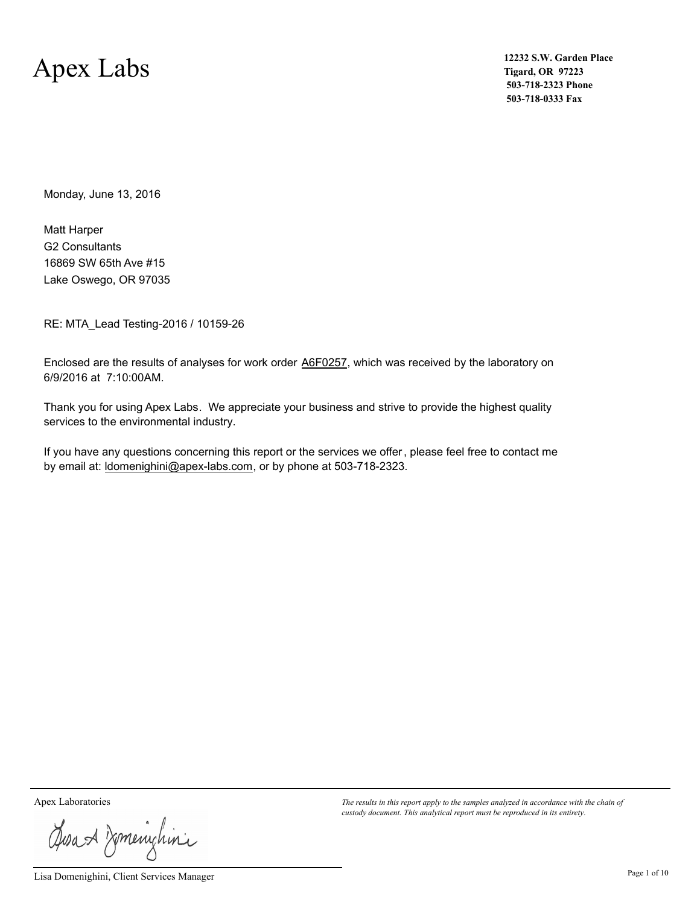# Apex Labs

**12232 S.W. Garden Place**
**Tigard, OR 97223**
**503-718-2323 Phone**
**503-718-0333 Fax**

Monday, June 13, 2016

Matt Harper
G2 Consultants
16869 SW 65th Ave #15
Lake Oswego, OR 97035

RE: MTA_Lead Testing-2016 / 10159-26

Enclosed are the results of analyses for work order A6F0257, which was received by the laboratory on 6/9/2016 at 7:10:00AM.

Thank you for using Apex Labs. We appreciate your business and strive to provide the highest quality services to the environmental industry.

If you have any questions concerning this report or the services we offer, please feel free to contact me by email at: ldomenighini@apex-labs.com, or by phone at 503-718-2323.

Apex Laboratories

Lisa Domenighini, Client Services Manager

*The results in this report apply to the samples analyzed in accordance with the chain of custody document. This analytical report must be reproduced in its entirety.*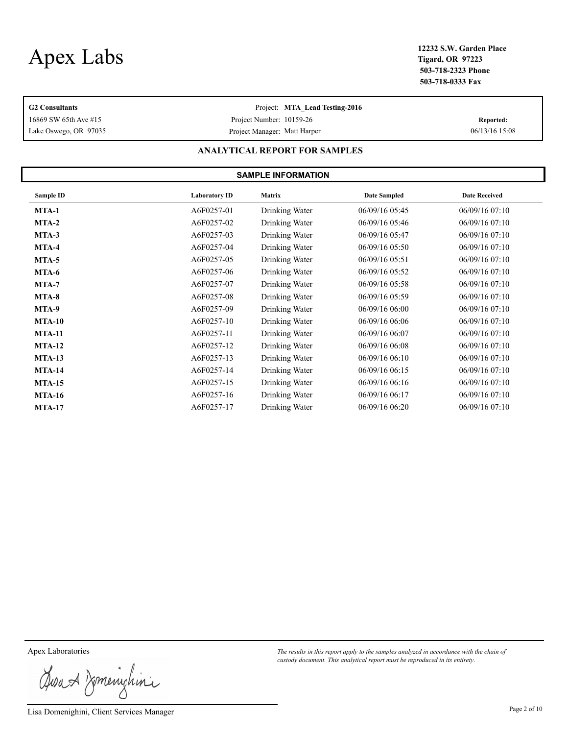# Apex Labs

**12232 S.W. Garden Place**
**Tigard, OR 97223**
**503-718-2323 Phone**
**503-718-0333 Fax**

**G2 Consultants**
16869 SW 65th Ave #15
Lake Oswego, OR 97035

Project: **MTA_Lead Testing-2016**
Project Number: 10159-26
Project Manager: Matt Harper

**Reported:**
06/13/16 15:08

## ANALYTICAL REPORT FOR SAMPLES

### SAMPLE INFORMATION

| Sample ID | Laboratory ID | Matrix | Date Sampled | Date Received |
|---|---|---|---|---|
| **MTA-1** | A6F0257-01 | Drinking Water | 06/09/16 05:45 | 06/09/16 07:10 |
| **MTA-2** | A6F0257-02 | Drinking Water | 06/09/16 05:46 | 06/09/16 07:10 |
| **MTA-3** | A6F0257-03 | Drinking Water | 06/09/16 05:47 | 06/09/16 07:10 |
| **MTA-4** | A6F0257-04 | Drinking Water | 06/09/16 05:50 | 06/09/16 07:10 |
| **MTA-5** | A6F0257-05 | Drinking Water | 06/09/16 05:51 | 06/09/16 07:10 |
| **MTA-6** | A6F0257-06 | Drinking Water | 06/09/16 05:52 | 06/09/16 07:10 |
| **MTA-7** | A6F0257-07 | Drinking Water | 06/09/16 05:58 | 06/09/16 07:10 |
| **MTA-8** | A6F0257-08 | Drinking Water | 06/09/16 05:59 | 06/09/16 07:10 |
| **MTA-9** | A6F0257-09 | Drinking Water | 06/09/16 06:00 | 06/09/16 07:10 |
| **MTA-10** | A6F0257-10 | Drinking Water | 06/09/16 06:06 | 06/09/16 07:10 |
| **MTA-11** | A6F0257-11 | Drinking Water | 06/09/16 06:07 | 06/09/16 07:10 |
| **MTA-12** | A6F0257-12 | Drinking Water | 06/09/16 06:08 | 06/09/16 07:10 |
| **MTA-13** | A6F0257-13 | Drinking Water | 06/09/16 06:10 | 06/09/16 07:10 |
| **MTA-14** | A6F0257-14 | Drinking Water | 06/09/16 06:15 | 06/09/16 07:10 |
| **MTA-15** | A6F0257-15 | Drinking Water | 06/09/16 06:16 | 06/09/16 07:10 |
| **MTA-16** | A6F0257-16 | Drinking Water | 06/09/16 06:17 | 06/09/16 07:10 |
| **MTA-17** | A6F0257-17 | Drinking Water | 06/09/16 06:20 | 06/09/16 07:10 |

Apex Laboratories

Lisa Domenighini, Client Services Manager

*The results in this report apply to the samples analyzed in accordance with the chain of custody document. This analytical report must be reproduced in its entirety.*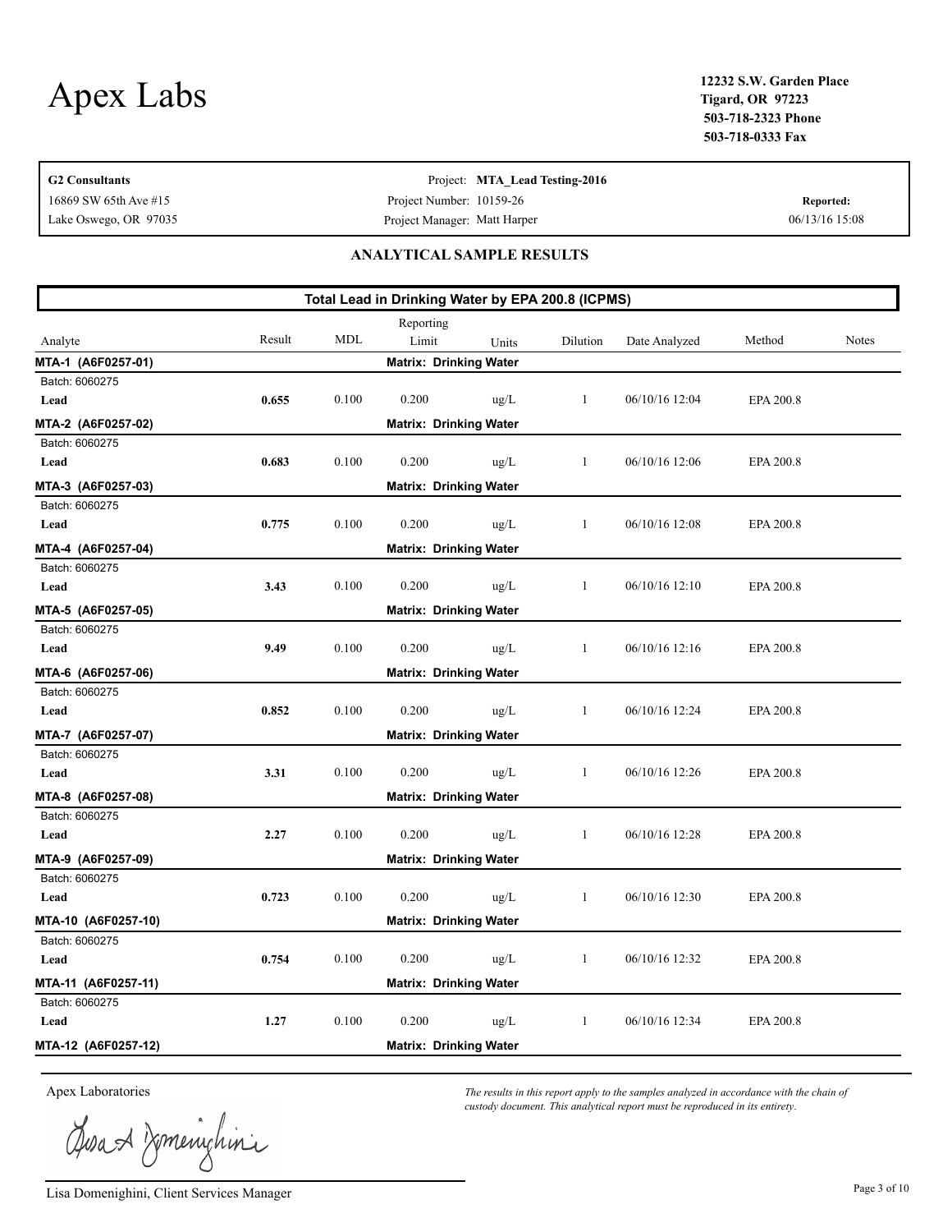# Apex Labs

**12232 S.W. Garden Place**
**Tigard, OR 97223**
**503-718-2323 Phone**
**503-718-0333 Fax**

| **G2 Consultants** | Project: **MTA_Lead Testing-2016** | |
|---|---|---|
| 16869 SW 65th Ave #15 | Project Number: 10159-26 | **Reported:** |
| Lake Oswego, OR 97035 | Project Manager: Matt Harper | 06/13/16 15:08 |

## ANALYTICAL SAMPLE RESULTS

### Total Lead in Drinking Water by EPA 200.8 (ICPMS)

| Analyte | Result | MDL | Reporting Limit | Units | Dilution | Date Analyzed | Method | Notes |
|---|---|---|---|---|---|---|---|---|
| **MTA-1 (A6F0257-01)** | | | **Matrix: Drinking Water** | | | | | |
| Batch: 6060275 | | | | | | | | |
| **Lead** | **0.655** | 0.100 | 0.200 | ug/L | 1 | 06/10/16 12:04 | EPA 200.8 | |
| **MTA-2 (A6F0257-02)** | | | **Matrix: Drinking Water** | | | | | |
| Batch: 6060275 | | | | | | | | |
| **Lead** | **0.683** | 0.100 | 0.200 | ug/L | 1 | 06/10/16 12:06 | EPA 200.8 | |
| **MTA-3 (A6F0257-03)** | | | **Matrix: Drinking Water** | | | | | |
| Batch: 6060275 | | | | | | | | |
| **Lead** | **0.775** | 0.100 | 0.200 | ug/L | 1 | 06/10/16 12:08 | EPA 200.8 | |
| **MTA-4 (A6F0257-04)** | | | **Matrix: Drinking Water** | | | | | |
| Batch: 6060275 | | | | | | | | |
| **Lead** | **3.43** | 0.100 | 0.200 | ug/L | 1 | 06/10/16 12:10 | EPA 200.8 | |
| **MTA-5 (A6F0257-05)** | | | **Matrix: Drinking Water** | | | | | |
| Batch: 6060275 | | | | | | | | |
| **Lead** | **9.49** | 0.100 | 0.200 | ug/L | 1 | 06/10/16 12:16 | EPA 200.8 | |
| **MTA-6 (A6F0257-06)** | | | **Matrix: Drinking Water** | | | | | |
| Batch: 6060275 | | | | | | | | |
| **Lead** | **0.852** | 0.100 | 0.200 | ug/L | 1 | 06/10/16 12:24 | EPA 200.8 | |
| **MTA-7 (A6F0257-07)** | | | **Matrix: Drinking Water** | | | | | |
| Batch: 6060275 | | | | | | | | |
| **Lead** | **3.31** | 0.100 | 0.200 | ug/L | 1 | 06/10/16 12:26 | EPA 200.8 | |
| **MTA-8 (A6F0257-08)** | | | **Matrix: Drinking Water** | | | | | |
| Batch: 6060275 | | | | | | | | |
| **Lead** | **2.27** | 0.100 | 0.200 | ug/L | 1 | 06/10/16 12:28 | EPA 200.8 | |
| **MTA-9 (A6F0257-09)** | | | **Matrix: Drinking Water** | | | | | |
| Batch: 6060275 | | | | | | | | |
| **Lead** | **0.723** | 0.100 | 0.200 | ug/L | 1 | 06/10/16 12:30 | EPA 200.8 | |
| **MTA-10 (A6F0257-10)** | | | **Matrix: Drinking Water** | | | | | |
| Batch: 6060275 | | | | | | | | |
| **Lead** | **0.754** | 0.100 | 0.200 | ug/L | 1 | 06/10/16 12:32 | EPA 200.8 | |
| **MTA-11 (A6F0257-11)** | | | **Matrix: Drinking Water** | | | | | |
| Batch: 6060275 | | | | | | | | |
| **Lead** | **1.27** | 0.100 | 0.200 | ug/L | 1 | 06/10/16 12:34 | EPA 200.8 | |
| **MTA-12 (A6F0257-12)** | | | **Matrix: Drinking Water** | | | | | |

Apex Laboratories

Lisa Domenighini, Client Services Manager

*The results in this report apply to the samples analyzed in accordance with the chain of custody document. This analytical report must be reproduced in its entirety.*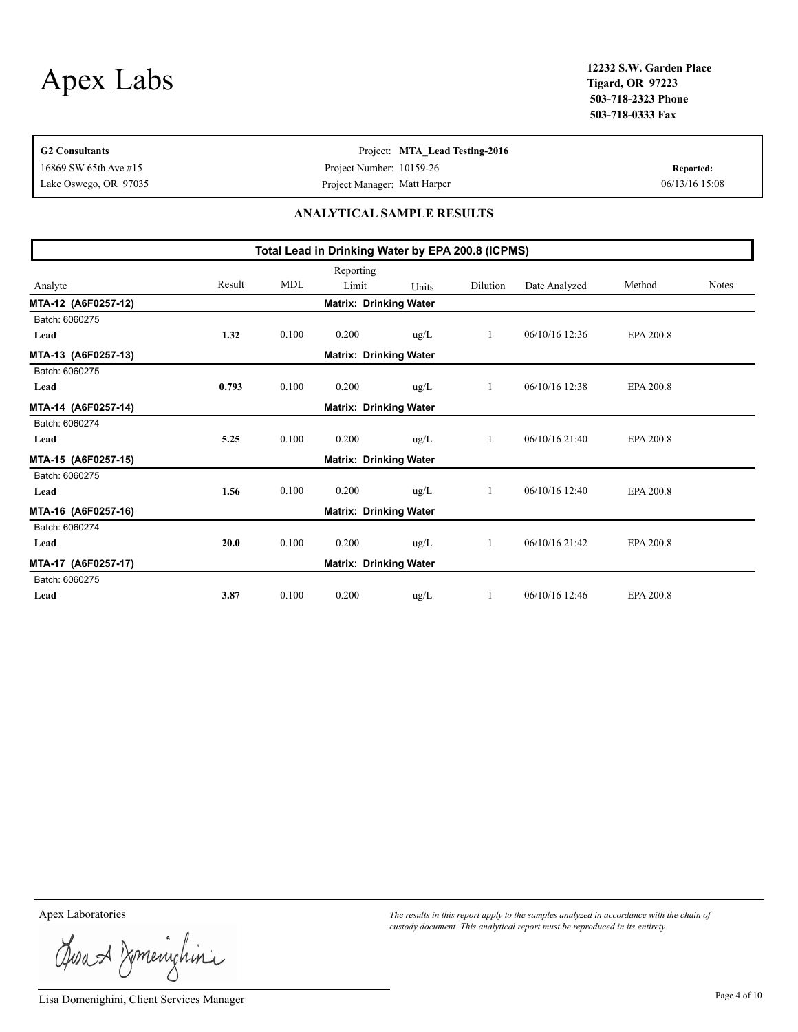# Apex Labs

**12232 S.W. Garden Place**
**Tigard, OR 97223**
**503-718-2323 Phone**
**503-718-0333 Fax**

| | | |
|---|---|---|
| **G2 Consultants** | Project: **MTA_Lead Testing-2016** | |
| 16869 SW 65th Ave #15 | Project Number: 10159-26 | **Reported:** |
| Lake Oswego, OR 97035 | Project Manager: Matt Harper | 06/13/16 15:08 |

## ANALYTICAL SAMPLE RESULTS

### Total Lead in Drinking Water by EPA 200.8 (ICPMS)

| Analyte | Result | MDL | Reporting Limit | Units | Dilution | Date Analyzed | Method | Notes |
|---|---|---|---|---|---|---|---|---|
| **MTA-12 (A6F0257-12)** | | | **Matrix: Drinking Water** | | | | | |
| Batch: 6060275 | | | | | | | | |
| **Lead** | **1.32** | 0.100 | 0.200 | ug/L | 1 | 06/10/16 12:36 | EPA 200.8 | |
| **MTA-13 (A6F0257-13)** | | | **Matrix: Drinking Water** | | | | | |
| Batch: 6060275 | | | | | | | | |
| **Lead** | **0.793** | 0.100 | 0.200 | ug/L | 1 | 06/10/16 12:38 | EPA 200.8 | |
| **MTA-14 (A6F0257-14)** | | | **Matrix: Drinking Water** | | | | | |
| Batch: 6060274 | | | | | | | | |
| **Lead** | **5.25** | 0.100 | 0.200 | ug/L | 1 | 06/10/16 21:40 | EPA 200.8 | |
| **MTA-15 (A6F0257-15)** | | | **Matrix: Drinking Water** | | | | | |
| Batch: 6060275 | | | | | | | | |
| **Lead** | **1.56** | 0.100 | 0.200 | ug/L | 1 | 06/10/16 12:40 | EPA 200.8 | |
| **MTA-16 (A6F0257-16)** | | | **Matrix: Drinking Water** | | | | | |
| Batch: 6060274 | | | | | | | | |
| **Lead** | **20.0** | 0.100 | 0.200 | ug/L | 1 | 06/10/16 21:42 | EPA 200.8 | |
| **MTA-17 (A6F0257-17)** | | | **Matrix: Drinking Water** | | | | | |
| Batch: 6060275 | | | | | | | | |
| **Lead** | **3.87** | 0.100 | 0.200 | ug/L | 1 | 06/10/16 12:46 | EPA 200.8 | |

Apex Laboratories

Lisa Domenighini, Client Services Manager

*The results in this report apply to the samples analyzed in accordance with the chain of custody document. This analytical report must be reproduced in its entirety.*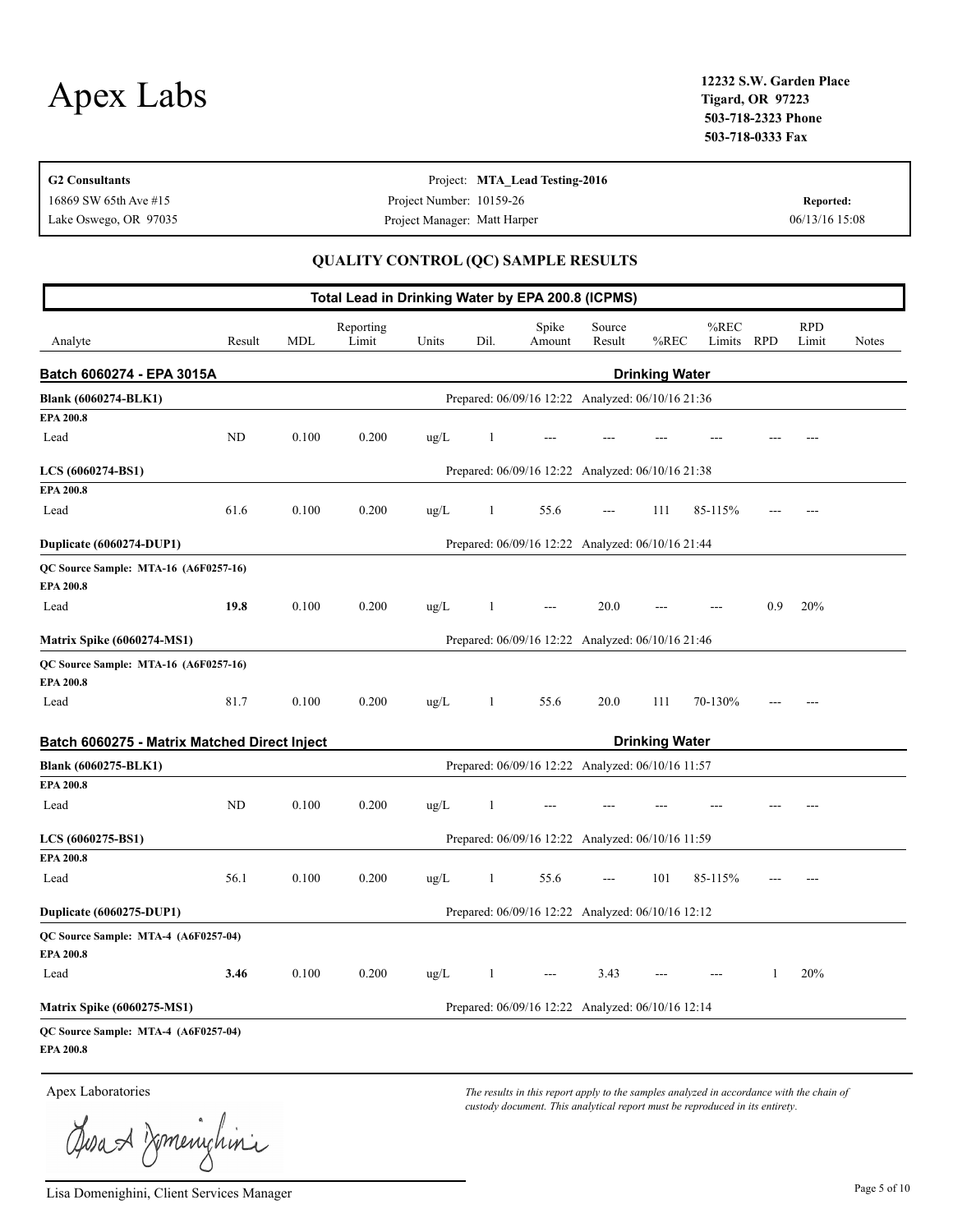# Apex Labs

**12232 S.W. Garden Place**
**Tigard, OR 97223**
**503-718-2323 Phone**
**503-718-0333 Fax**

| **G2 Consultants** | Project: **MTA_Lead Testing-2016** | |
|---|---|---|
| 16869 SW 65th Ave #15 | Project Number: 10159-26 | **Reported:** |
| Lake Oswego, OR 97035 | Project Manager: Matt Harper | 06/13/16 15:08 |

## QUALITY CONTROL (QC) SAMPLE RESULTS

### Total Lead in Drinking Water by EPA 200.8 (ICPMS)

| Analyte | Result | MDL | Reporting Limit | Units | Dil. | Spike Amount | Source Result | %REC | %REC Limits | RPD | RPD Limit | Notes |
|---|---|---|---|---|---|---|---|---|---|---|---|---|
| **Batch 6060274 - EPA 3015A** | | | | | | | | **Drinking Water** | | | | |
| **Blank (6060274-BLK1)** | | | | | | Prepared: 06/09/16 12:22 Analyzed: 06/10/16 21:36 | | | | | | |
| **EPA 200.8** | | | | | | | | | | | | |
| Lead | ND | 0.100 | 0.200 | ug/L | 1 | --- | --- | --- | --- | --- | --- | |
| **LCS (6060274-BS1)** | | | | | | Prepared: 06/09/16 12:22 Analyzed: 06/10/16 21:38 | | | | | | |
| **EPA 200.8** | | | | | | | | | | | | |
| Lead | 61.6 | 0.100 | 0.200 | ug/L | 1 | 55.6 | --- | 111 | 85-115% | --- | --- | |
| **Duplicate (6060274-DUP1)** | | | | | | Prepared: 06/09/16 12:22 Analyzed: 06/10/16 21:44 | | | | | | |
| **QC Source Sample: MTA-16 (A6F0257-16)** | | | | | | | | | | | | |
| **EPA 200.8** | | | | | | | | | | | | |
| Lead | **19.8** | 0.100 | 0.200 | ug/L | 1 | --- | 20.0 | --- | --- | 0.9 | 20% | |
| **Matrix Spike (6060274-MS1)** | | | | | | Prepared: 06/09/16 12:22 Analyzed: 06/10/16 21:46 | | | | | | |
| **QC Source Sample: MTA-16 (A6F0257-16)** | | | | | | | | | | | | |
| **EPA 200.8** | | | | | | | | | | | | |
| Lead | 81.7 | 0.100 | 0.200 | ug/L | 1 | 55.6 | 20.0 | 111 | 70-130% | --- | --- | |
| **Batch 6060275 - Matrix Matched Direct Inject** | | | | | | | | **Drinking Water** | | | | |
| **Blank (6060275-BLK1)** | | | | | | Prepared: 06/09/16 12:22 Analyzed: 06/10/16 11:57 | | | | | | |
| **EPA 200.8** | | | | | | | | | | | | |
| Lead | ND | 0.100 | 0.200 | ug/L | 1 | --- | --- | --- | --- | --- | --- | |
| **LCS (6060275-BS1)** | | | | | | Prepared: 06/09/16 12:22 Analyzed: 06/10/16 11:59 | | | | | | |
| **EPA 200.8** | | | | | | | | | | | | |
| Lead | 56.1 | 0.100 | 0.200 | ug/L | 1 | 55.6 | --- | 101 | 85-115% | --- | --- | |
| **Duplicate (6060275-DUP1)** | | | | | | Prepared: 06/09/16 12:22 Analyzed: 06/10/16 12:12 | | | | | | |
| **QC Source Sample: MTA-4 (A6F0257-04)** | | | | | | | | | | | | |
| **EPA 200.8** | | | | | | | | | | | | |
| Lead | **3.46** | 0.100 | 0.200 | ug/L | 1 | --- | 3.43 | --- | --- | 1 | 20% | |
| **Matrix Spike (6060275-MS1)** | | | | | | Prepared: 06/09/16 12:22 Analyzed: 06/10/16 12:14 | | | | | | |
| **QC Source Sample: MTA-4 (A6F0257-04)** | | | | | | | | | | | | |
| **EPA 200.8** | | | | | | | | | | | | |

Apex Laboratories

Lisa Domenighini, Client Services Manager

*The results in this report apply to the samples analyzed in accordance with the chain of custody document. This analytical report must be reproduced in its entirety.*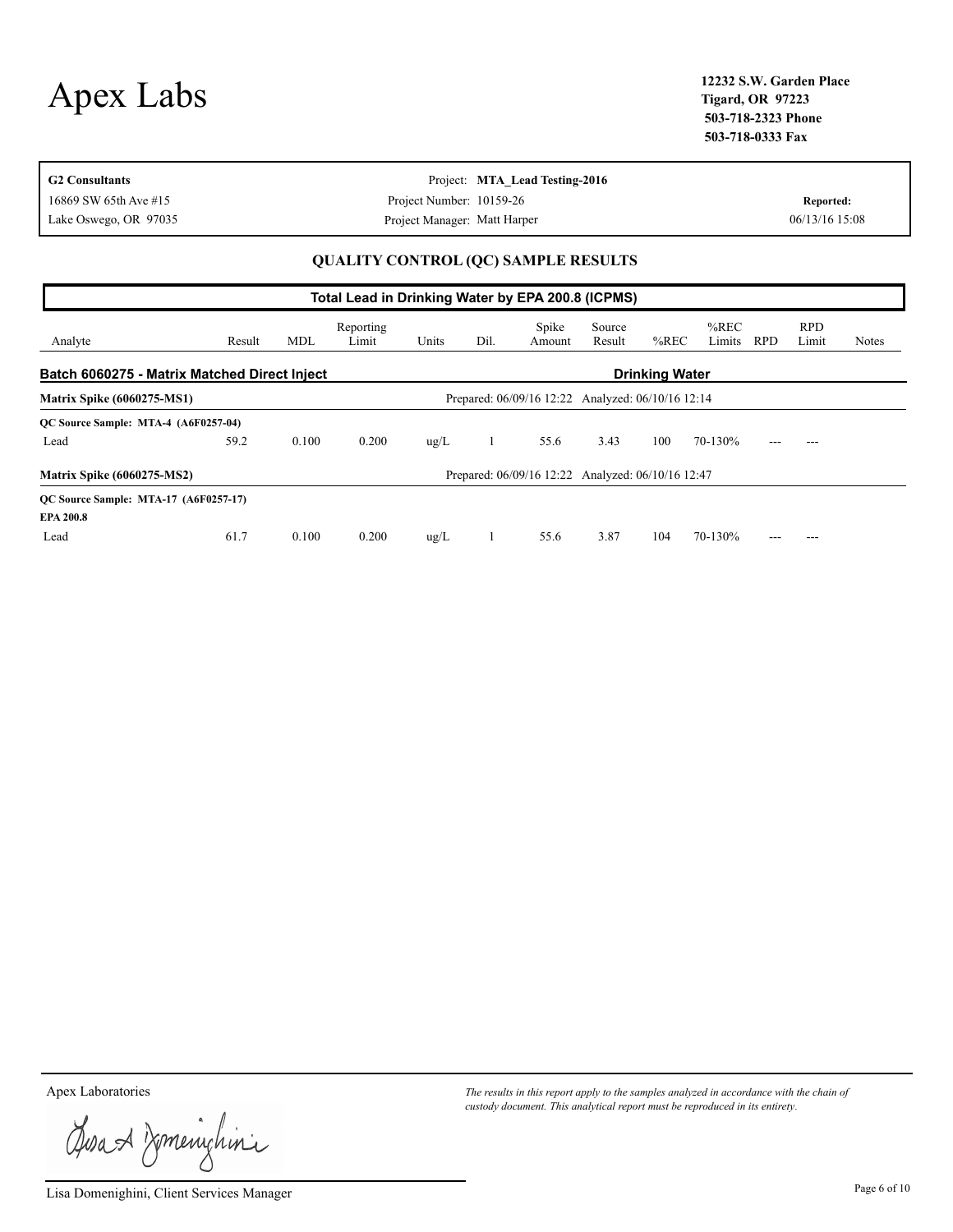# Apex Labs

**12232 S.W. Garden Place**
**Tigard, OR 97223**
**503-718-2323 Phone**
**503-718-0333 Fax**

| | | |
|---|---|---|
| **G2 Consultants** | Project: **MTA_Lead Testing-2016** | |
| 16869 SW 65th Ave #15 | Project Number: 10159-26 | **Reported:** |
| Lake Oswego, OR 97035 | Project Manager: Matt Harper | 06/13/16 15:08 |

## QUALITY CONTROL (QC) SAMPLE RESULTS

### Total Lead in Drinking Water by EPA 200.8 (ICPMS)

| Analyte | Result | MDL | Reporting Limit | Units | Dil. | Spike Amount | Source Result | %REC | %REC Limits | RPD | RPD Limit | Notes |
|---|---|---|---|---|---|---|---|---|---|---|---|---|
| **Batch 6060275 - Matrix Matched Direct Inject** | | | | | | | | **Drinking Water** | | | | |
| **Matrix Spike (6060275-MS1)** | | | | | | Prepared: 06/09/16 12:22 | Analyzed: 06/10/16 12:14 | | | | | |
| **QC Source Sample: MTA-4 (A6F0257-04)** | | | | | | | | | | | | |
| Lead | 59.2 | 0.100 | 0.200 | ug/L | 1 | 55.6 | 3.43 | 100 | 70-130% | --- | --- | |
| **Matrix Spike (6060275-MS2)** | | | | | | Prepared: 06/09/16 12:22 | Analyzed: 06/10/16 12:47 | | | | | |
| **QC Source Sample: MTA-17 (A6F0257-17)** | | | | | | | | | | | | |
| **EPA 200.8** | | | | | | | | | | | | |
| Lead | 61.7 | 0.100 | 0.200 | ug/L | 1 | 55.6 | 3.87 | 104 | 70-130% | --- | --- | |

Apex Laboratories

Lisa Domenighini, Client Services Manager

*The results in this report apply to the samples analyzed in accordance with the chain of custody document. This analytical report must be reproduced in its entirety.*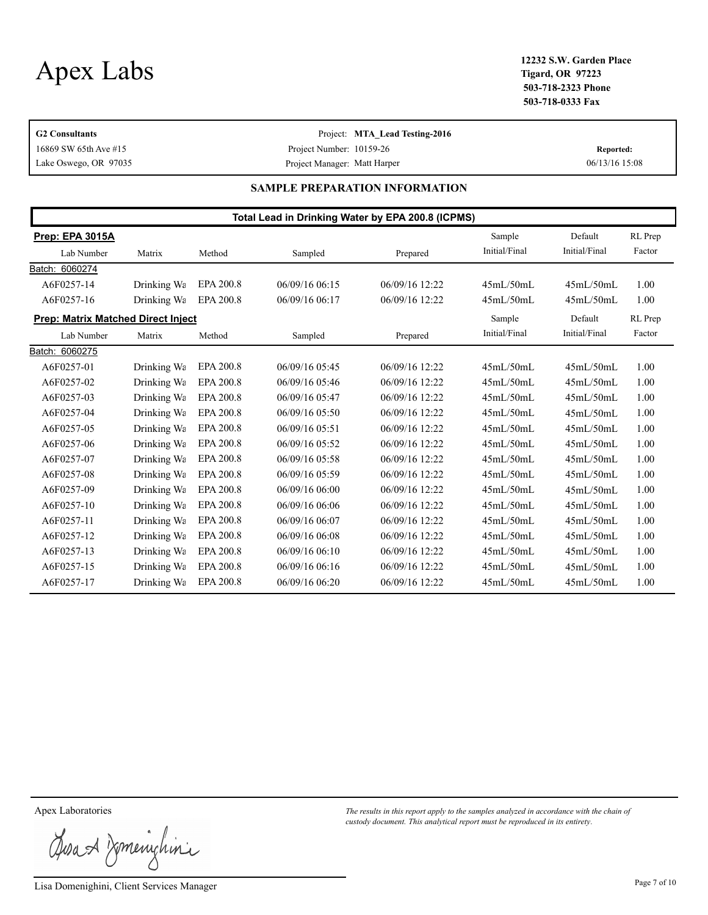# Apex Labs

**12232 S.W. Garden Place**
**Tigard, OR 97223**
**503-718-2323 Phone**
**503-718-0333 Fax**

| | | |
|---|---|---|
| **G2 Consultants** | Project: **MTA_Lead Testing-2016** | |
| 16869 SW 65th Ave #15 | Project Number: 10159-26 | **Reported:** |
| Lake Oswego, OR 97035 | Project Manager: Matt Harper | 06/13/16 15:08 |

## SAMPLE PREPARATION INFORMATION

### Total Lead in Drinking Water by EPA 200.8 (ICPMS)

**Prep: EPA 3015A**

| Lab Number | Matrix | Method | Sampled | Prepared | Sample Initial/Final | Default Initial/Final | RL Prep Factor |
|---|---|---|---|---|---|---|---|
| Batch: 6060274 | | | | | | | |
| A6F0257-14 | Drinking Wa | EPA 200.8 | 06/09/16 06:15 | 06/09/16 12:22 | 45mL/50mL | 45mL/50mL | 1.00 |
| A6F0257-16 | Drinking Wa | EPA 200.8 | 06/09/16 06:17 | 06/09/16 12:22 | 45mL/50mL | 45mL/50mL | 1.00 |

**Prep: Matrix Matched Direct Inject**

| Lab Number | Matrix | Method | Sampled | Prepared | Sample Initial/Final | Default Initial/Final | RL Prep Factor |
|---|---|---|---|---|---|---|---|
| Batch: 6060275 | | | | | | | |
| A6F0257-01 | Drinking Wa | EPA 200.8 | 06/09/16 05:45 | 06/09/16 12:22 | 45mL/50mL | 45mL/50mL | 1.00 |
| A6F0257-02 | Drinking Wa | EPA 200.8 | 06/09/16 05:46 | 06/09/16 12:22 | 45mL/50mL | 45mL/50mL | 1.00 |
| A6F0257-03 | Drinking Wa | EPA 200.8 | 06/09/16 05:47 | 06/09/16 12:22 | 45mL/50mL | 45mL/50mL | 1.00 |
| A6F0257-04 | Drinking Wa | EPA 200.8 | 06/09/16 05:50 | 06/09/16 12:22 | 45mL/50mL | 45mL/50mL | 1.00 |
| A6F0257-05 | Drinking Wa | EPA 200.8 | 06/09/16 05:51 | 06/09/16 12:22 | 45mL/50mL | 45mL/50mL | 1.00 |
| A6F0257-06 | Drinking Wa | EPA 200.8 | 06/09/16 05:52 | 06/09/16 12:22 | 45mL/50mL | 45mL/50mL | 1.00 |
| A6F0257-07 | Drinking Wa | EPA 200.8 | 06/09/16 05:58 | 06/09/16 12:22 | 45mL/50mL | 45mL/50mL | 1.00 |
| A6F0257-08 | Drinking Wa | EPA 200.8 | 06/09/16 05:59 | 06/09/16 12:22 | 45mL/50mL | 45mL/50mL | 1.00 |
| A6F0257-09 | Drinking Wa | EPA 200.8 | 06/09/16 06:00 | 06/09/16 12:22 | 45mL/50mL | 45mL/50mL | 1.00 |
| A6F0257-10 | Drinking Wa | EPA 200.8 | 06/09/16 06:06 | 06/09/16 12:22 | 45mL/50mL | 45mL/50mL | 1.00 |
| A6F0257-11 | Drinking Wa | EPA 200.8 | 06/09/16 06:07 | 06/09/16 12:22 | 45mL/50mL | 45mL/50mL | 1.00 |
| A6F0257-12 | Drinking Wa | EPA 200.8 | 06/09/16 06:08 | 06/09/16 12:22 | 45mL/50mL | 45mL/50mL | 1.00 |
| A6F0257-13 | Drinking Wa | EPA 200.8 | 06/09/16 06:10 | 06/09/16 12:22 | 45mL/50mL | 45mL/50mL | 1.00 |
| A6F0257-15 | Drinking Wa | EPA 200.8 | 06/09/16 06:16 | 06/09/16 12:22 | 45mL/50mL | 45mL/50mL | 1.00 |
| A6F0257-17 | Drinking Wa | EPA 200.8 | 06/09/16 06:20 | 06/09/16 12:22 | 45mL/50mL | 45mL/50mL | 1.00 |

Apex Laboratories

Lisa Domenighini, Client Services Manager

*The results in this report apply to the samples analyzed in accordance with the chain of custody document. This analytical report must be reproduced in its entirety.*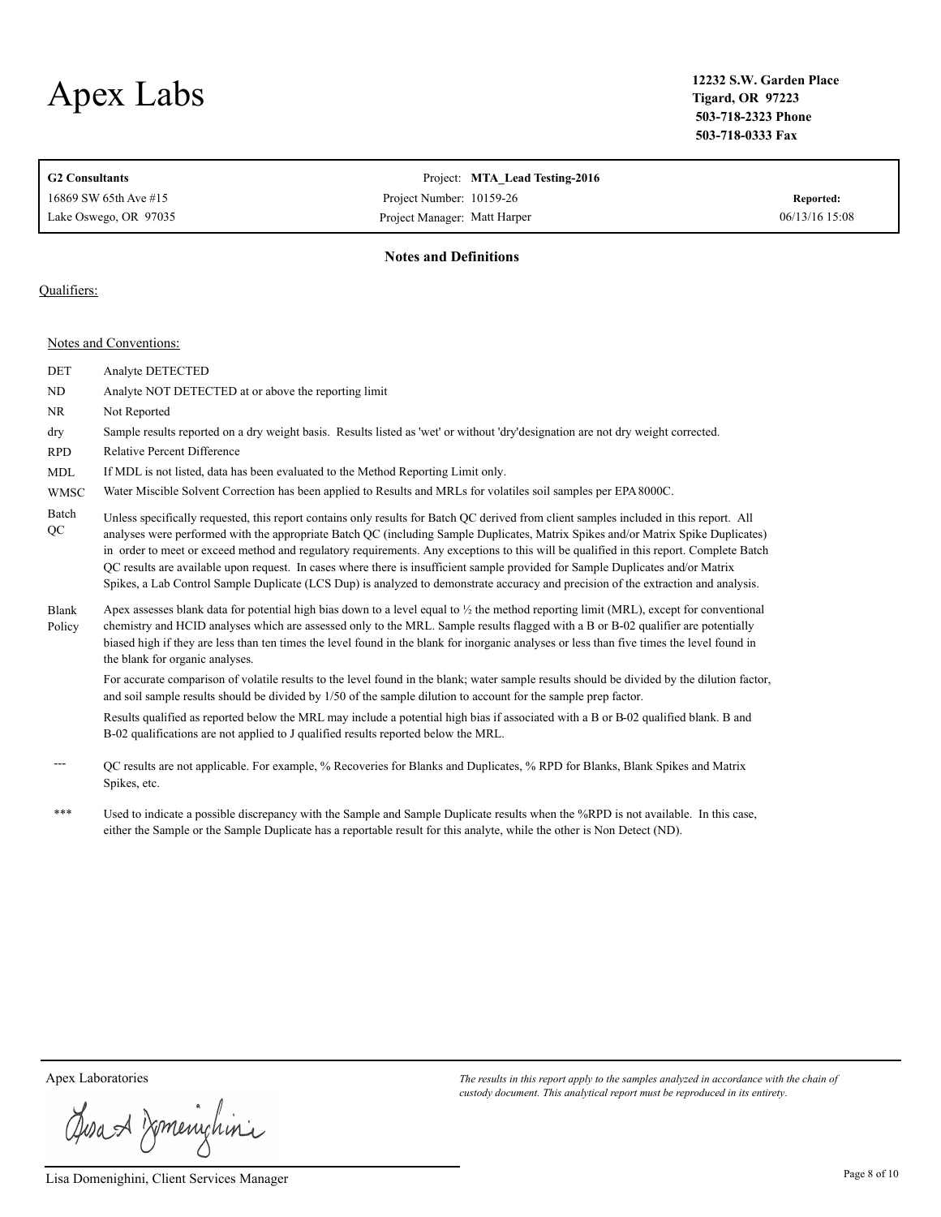# Apex Labs

**12232 S.W. Garden Place**
**Tigard, OR 97223**
**503-718-2323 Phone**
**503-718-0333 Fax**

| **G2 Consultants** | Project: **MTA_Lead Testing-2016** | |
|---|---|---|
| 16869 SW 65th Ave #15 | Project Number: 10159-26 | **Reported:** |
| Lake Oswego, OR 97035 | Project Manager: Matt Harper | 06/13/16 15:08 |

## Notes and Definitions

Qualifiers:

Notes and Conventions:

| | |
|---|---|
| DET | Analyte DETECTED |
| ND | Analyte NOT DETECTED at or above the reporting limit |
| NR | Not Reported |
| dry | Sample results reported on a dry weight basis. Results listed as 'wet' or without 'dry'designation are not dry weight corrected. |
| RPD | Relative Percent Difference |
| MDL | If MDL is not listed, data has been evaluated to the Method Reporting Limit only. |
| WMSC | Water Miscible Solvent Correction has been applied to Results and MRLs for volatiles soil samples per EPA 8000C. |
| Batch QC | Unless specifically requested, this report contains only results for Batch QC derived from client samples included in this report. All analyses were performed with the appropriate Batch QC (including Sample Duplicates, Matrix Spikes and/or Matrix Spike Duplicates) in order to meet or exceed method and regulatory requirements. Any exceptions to this will be qualified in this report. Complete Batch QC results are available upon request. In cases where there is insufficient sample provided for Sample Duplicates and/or Matrix Spikes, a Lab Control Sample Duplicate (LCS Dup) is analyzed to demonstrate accuracy and precision of the extraction and analysis. |
| Blank Policy | Apex assesses blank data for potential high bias down to a level equal to ½ the method reporting limit (MRL), except for conventional chemistry and HCID analyses which are assessed only to the MRL. Sample results flagged with a B or B-02 qualifier are potentially biased high if they are less than ten times the level found in the blank for inorganic analyses or less than five times the level found in the blank for organic analyses.<br><br>For accurate comparison of volatile results to the level found in the blank; water sample results should be divided by the dilution factor, and soil sample results should be divided by 1/50 of the sample dilution to account for the sample prep factor.<br><br>Results qualified as reported below the MRL may include a potential high bias if associated with a B or B-02 qualified blank. B and B-02 qualifications are not applied to J qualified results reported below the MRL. |
| --- | QC results are not applicable. For example, % Recoveries for Blanks and Duplicates, % RPD for Blanks, Blank Spikes and Matrix Spikes, etc. |
| *** | Used to indicate a possible discrepancy with the Sample and Sample Duplicate results when the %RPD is not available. In this case, either the Sample or the Sample Duplicate has a reportable result for this analyte, while the other is Non Detect (ND). |

Apex Laboratories

Lisa Domenighini, Client Services Manager

*The results in this report apply to the samples analyzed in accordance with the chain of custody document. This analytical report must be reproduced in its entirety.*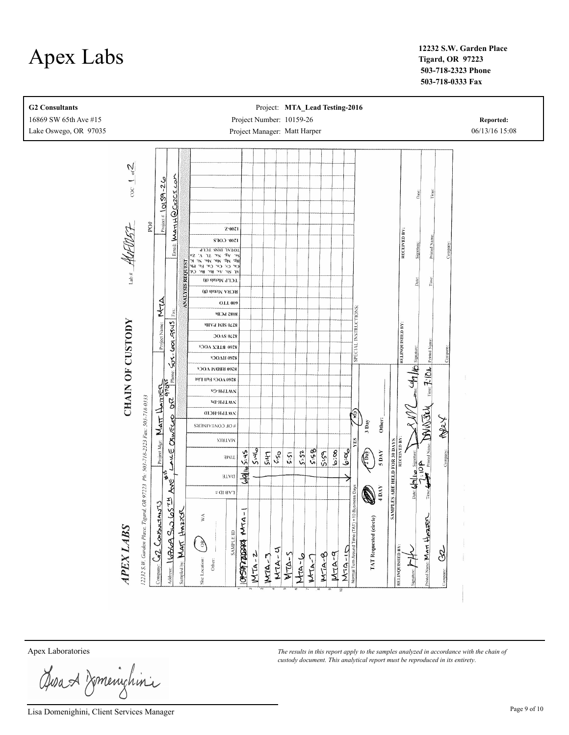# Apex Labs

**12232 S.W. Garden Place**
**Tigard, OR 97223**
**503-718-2323 Phone**
**503-718-0333 Fax**

| **G2 Consultants** | Project: **MTA_Lead Testing-2016** | |
|---|---|---|
| 16869 SW 65th Ave #15 | Project Number: 10159-26 | **Reported:** |
| Lake Oswego, OR 97035 | Project Manager: Matt Harper | 06/13/16 15:08 |

## APEX LABS — CHAIN OF CUSTODY

12232 S.W. Garden Place, Tigard, OR 97223 Ph: 503-718-2323 Fax: 503-718-0333

Lab # A6F0157 COC 1 of 2

Company: G2 Consultants | Project Mgr: Matt Harper | Project Name: MTA | Project #: 10159-26 | PO#

Address: 16869 SW 65th Ave #15, Lake Oswego OR 97035 | Phone: 503-601-9545 | Fax: | Email: MattH@G2CI.com

Sampled by: Matt Harper

Site Location: OR

ANALYSIS REQUEST: NWTPH-HCID, NWTPH-Dx, NWTPH-Gx, 8260 VOCs Full List, 8260 RBDM VOCs, 8260 HVOCs, 8260 BTEX VOCs, 8270 SVOC, 8270 SIM PAHs, 8082 PCBs, 600 TTO, RCRA Metals (8), TCLP Metals (8), Al, Sb, As, Ba, Be, Cd, Ca, Cr, Co, Cu, Fe, Pb, Hg, Mg, Mn, Mo, Ni, K, Se, Ag, Na, Tl, V, Zn, TOTAL DISS TCLP, 1200- COLS, 1200-Z

| # | SAMPLE ID | LAB ID # | DATE | TIME |
|---|---|---|---|---|
| 1 | MTA-1 | | 6/9/16 | 5:45 |
| 2 | MTA-2 | | | 5:46 |
| 3 | MTA-3 | | | 5:47 |
| 4 | MTA-4 | | | 5:50 |
| 5 | MTA-5 | | | 5:51 |
| 6 | MTA-6 | | | 5:52 |
| 7 | MTA-7 | | | 5:58 |
| 8 | MTA-8 | | | 5:59 |
| 9 | MTA-9 | | | 6:00 |
| 10 | MTA-10 | | | 6:06 |

Normal Turn Around Time (TAT) = 10 Business Days

TAT Requested (circle): 1 Day, 2 Day, 3 Day, 4 DAY, 5 DAY, Other:

SAMPLES ARE HELD FOR 30 DAYS

SPECIAL INSTRUCTIONS:

| RELINQUISHED BY: | RECEIVED BY: | RELINQUISHED BY: | RECEIVED BY: |
|---|---|---|---|
| Signature: MH | Signature: Date: 6/9/16 | Signature: Date: | Signature: Date: |
| Printed Name: Matt Harper Time: 7:10P | Printed Name: D. Walsh Time: 7:10P | Printed Name: Time: | Printed Name: Time: |
| Company: G2 | Company: Apex | Company: | Company: |

Apex Laboratories

*The results in this report apply to the samples analyzed in accordance with the chain of custody document. This analytical report must be reproduced in its entirety.*

Lisa Domenighini, Client Services Manager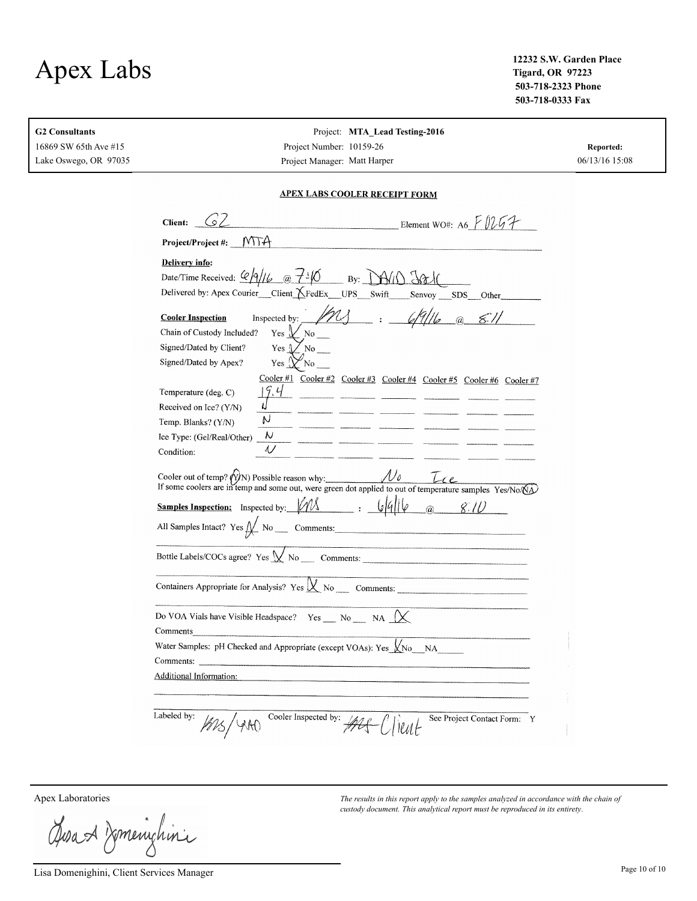# Apex Labs

**12232 S.W. Garden Place**
**Tigard, OR 97223**
**503-718-2323 Phone**
**503-718-0333 Fax**

| | | |
|---|---|---|
| **G2 Consultants** | Project: **MTA_Lead Testing-2016** | |
| 16869 SW 65th Ave #15 | Project Number: 10159-26 | **Reported:** |
| Lake Oswego, OR 97035 | Project Manager: Matt Harper | 06/13/16 15:08 |

## APEX LABS COOLER RECEIPT FORM

Client: G2 Element WO#: A6 F0257

Project/Project #: MTA

**Delivery info:**

Date/Time Received: 6/9/16 @ 7:10 By: DAVID Jack

Delivered by: Apex Courier___ Client X FedEx___ UPS___ Swift___ Senvoy___ SDS___ Other______

**Cooler Inspection** Inspected by: KMS : 6/9/16 @ 8:11

Chain of Custody Included? Yes X No ___

Signed/Dated by Client? Yes X No ___

Signed/Dated by Apex? Yes X No ___

| | Cooler #1 | Cooler #2 | Cooler #3 | Cooler #4 | Cooler #5 | Cooler #6 | Cooler #7 |
|---|---|---|---|---|---|---|---|
| Temperature (deg. C) | 19.4 | | | | | | |
| Received on Ice? (Y/N) | N | | | | | | |
| Temp. Blanks? (Y/N) | N | | | | | | |
| Ice Type: (Gel/Real/Other) | N | | | | | | |
| Condition: | N | | | | | | |

Cooler out of temp? (Y/N) Possible reason why: No Ice

If some coolers are in temp and some out, were green dot applied to out of temperature samples Yes/No/NA

**Samples Inspection:** Inspected by: KMS : 6/9/16 @ 8:10

All Samples Intact? Yes X No ___ Comments:

Bottle Labels/COCs agree? Yes X No ___ Comments:

Containers Appropriate for Analysis? Yes X No ___ Comments:

Do VOA Vials have Visible Headspace? Yes ___ No ___ NA X

Comments

Water Samples: pH Checked and Appropriate (except VOAs): Yes X No___ NA______

Comments:

Additional Information:

Labeled by: KMS/YAO Cooler Inspected by: ~~KMS~~ Client See Project Contact Form: Y

Apex Laboratories

*The results in this report apply to the samples analyzed in accordance with the chain of custody document. This analytical report must be reproduced in its entirety.*

Lisa A Domenighini

Lisa Domenighini, Client Services Manager